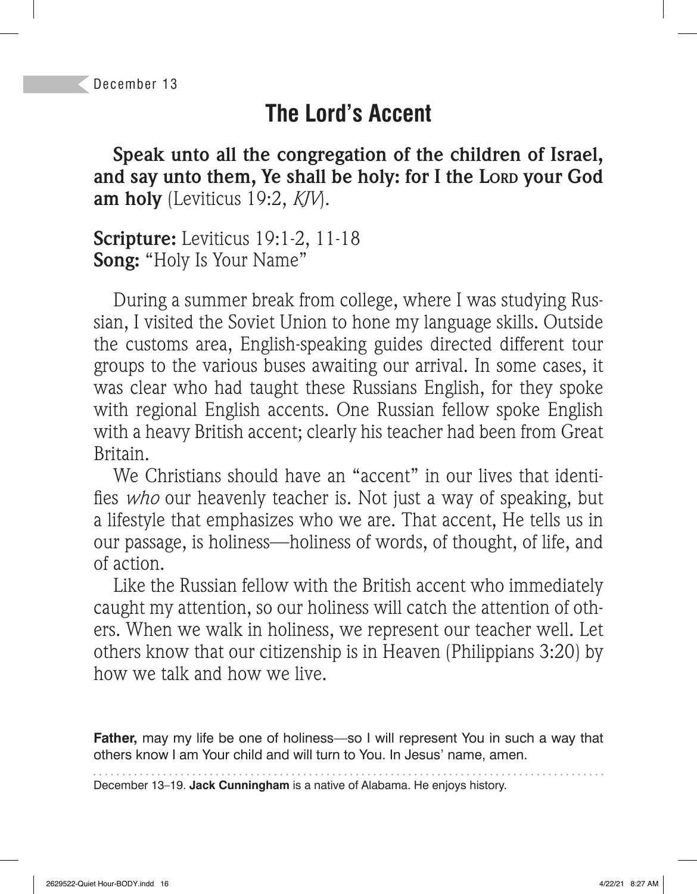December 13

# The Lord's Accent

**Speak unto all the congregation of the children of Israel, and say unto them, Ye shall be holy: for I the LORD your God am holy** (Leviticus 19:2, *KJV*).

**Scripture:** Leviticus 19:1-2, 11-18
**Song:** "Holy Is Your Name"

During a summer break from college, where I was studying Russian, I visited the Soviet Union to hone my language skills. Outside the customs area, English-speaking guides directed different tour groups to the various buses awaiting our arrival. In some cases, it was clear who had taught these Russians English, for they spoke with regional English accents. One Russian fellow spoke English with a heavy British accent; clearly his teacher had been from Great Britain.

We Christians should have an "accent" in our lives that identifies *who* our heavenly teacher is. Not just a way of speaking, but a lifestyle that emphasizes who we are. That accent, He tells us in our passage, is holiness—holiness of words, of thought, of life, and of action.

Like the Russian fellow with the British accent who immediately caught my attention, so our holiness will catch the attention of others. When we walk in holiness, we represent our teacher well. Let others know that our citizenship is in Heaven (Philippians 3:20) by how we talk and how we live.

**Father,** may my life be one of holiness—so I will represent You in such a way that others know I am Your child and will turn to You. In Jesus' name, amen.

December 13–19. **Jack Cunningham** is a native of Alabama. He enjoys history.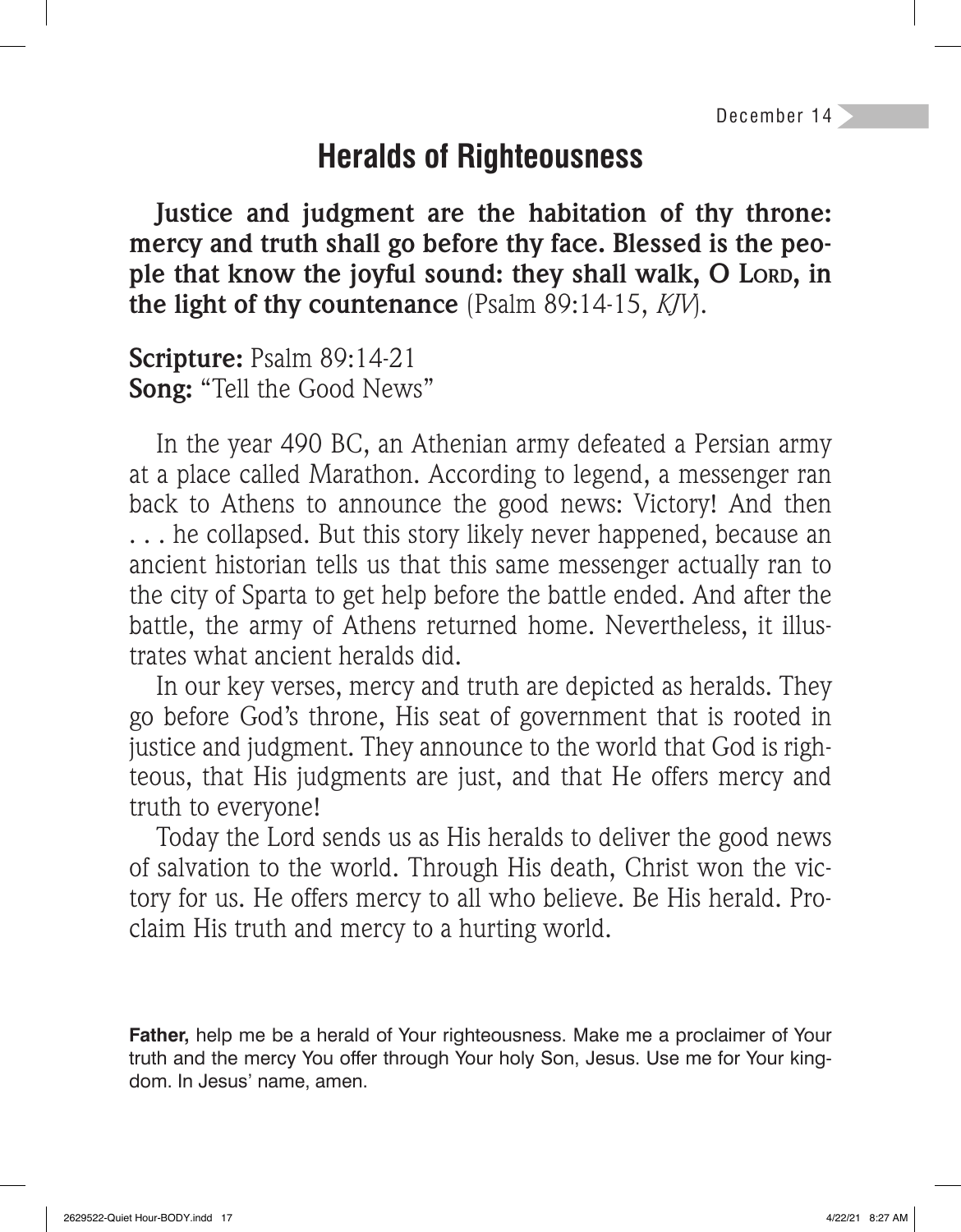December 14

# Heralds of Righteousness

**Justice and judgment are the habitation of thy throne: mercy and truth shall go before thy face. Blessed is the people that know the joyful sound: they shall walk, O LORD, in the light of thy countenance** (Psalm 89:14-15, *KJV*).

**Scripture:** Psalm 89:14-21
**Song:** "Tell the Good News"

In the year 490 BC, an Athenian army defeated a Persian army at a place called Marathon. According to legend, a messenger ran back to Athens to announce the good news: Victory! And then . . . he collapsed. But this story likely never happened, because an ancient historian tells us that this same messenger actually ran to the city of Sparta to get help before the battle ended. And after the battle, the army of Athens returned home. Nevertheless, it illustrates what ancient heralds did.

In our key verses, mercy and truth are depicted as heralds. They go before God's throne, His seat of government that is rooted in justice and judgment. They announce to the world that God is righteous, that His judgments are just, and that He offers mercy and truth to everyone!

Today the Lord sends us as His heralds to deliver the good news of salvation to the world. Through His death, Christ won the victory for us. He offers mercy to all who believe. Be His herald. Proclaim His truth and mercy to a hurting world.

**Father,** help me be a herald of Your righteousness. Make me a proclaimer of Your truth and the mercy You offer through Your holy Son, Jesus. Use me for Your kingdom. In Jesus' name, amen.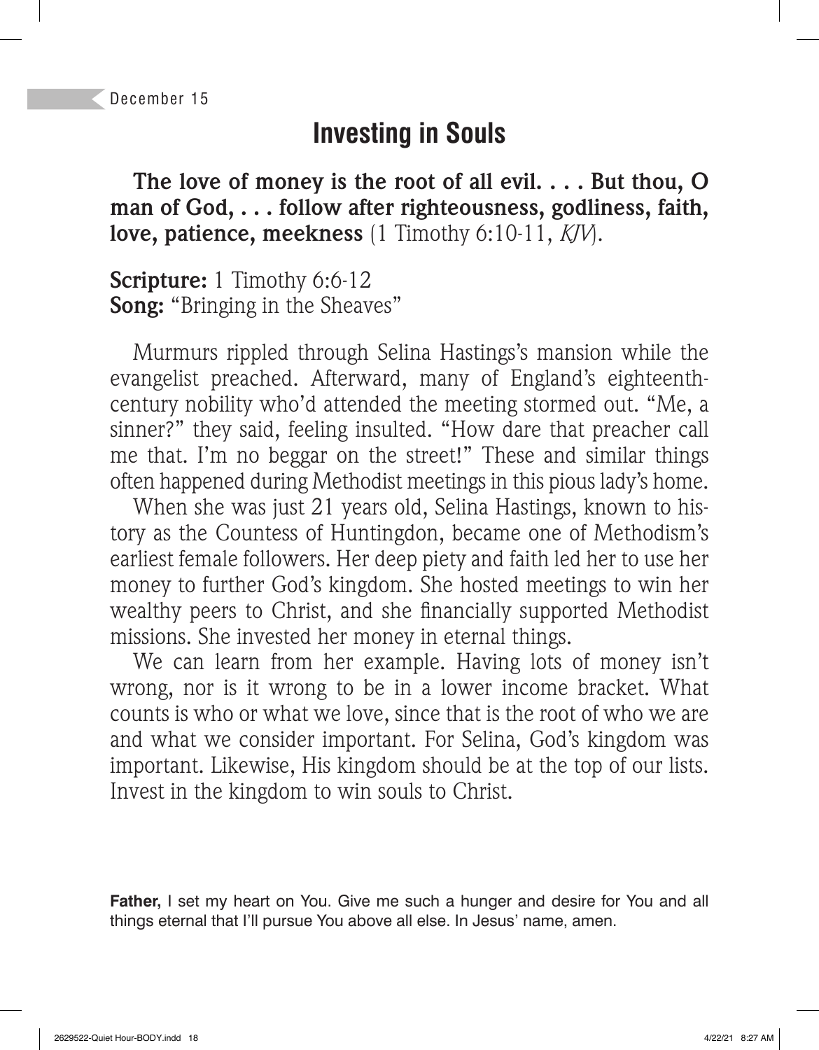December 15

# Investing in Souls

**The love of money is the root of all evil. . . . But thou, O man of God, . . . follow after righteousness, godliness, faith, love, patience, meekness** (1 Timothy 6:10-11, *KJV*).

**Scripture:** 1 Timothy 6:6-12
**Song:** "Bringing in the Sheaves"

Murmurs rippled through Selina Hastings's mansion while the evangelist preached. Afterward, many of England's eighteenth-century nobility who'd attended the meeting stormed out. "Me, a sinner?" they said, feeling insulted. "How dare that preacher call me that. I'm no beggar on the street!" These and similar things often happened during Methodist meetings in this pious lady's home.

When she was just 21 years old, Selina Hastings, known to history as the Countess of Huntingdon, became one of Methodism's earliest female followers. Her deep piety and faith led her to use her money to further God's kingdom. She hosted meetings to win her wealthy peers to Christ, and she financially supported Methodist missions. She invested her money in eternal things.

We can learn from her example. Having lots of money isn't wrong, nor is it wrong to be in a lower income bracket. What counts is who or what we love, since that is the root of who we are and what we consider important. For Selina, God's kingdom was important. Likewise, His kingdom should be at the top of our lists. Invest in the kingdom to win souls to Christ.

**Father,** I set my heart on You. Give me such a hunger and desire for You and all things eternal that I'll pursue You above all else. In Jesus' name, amen.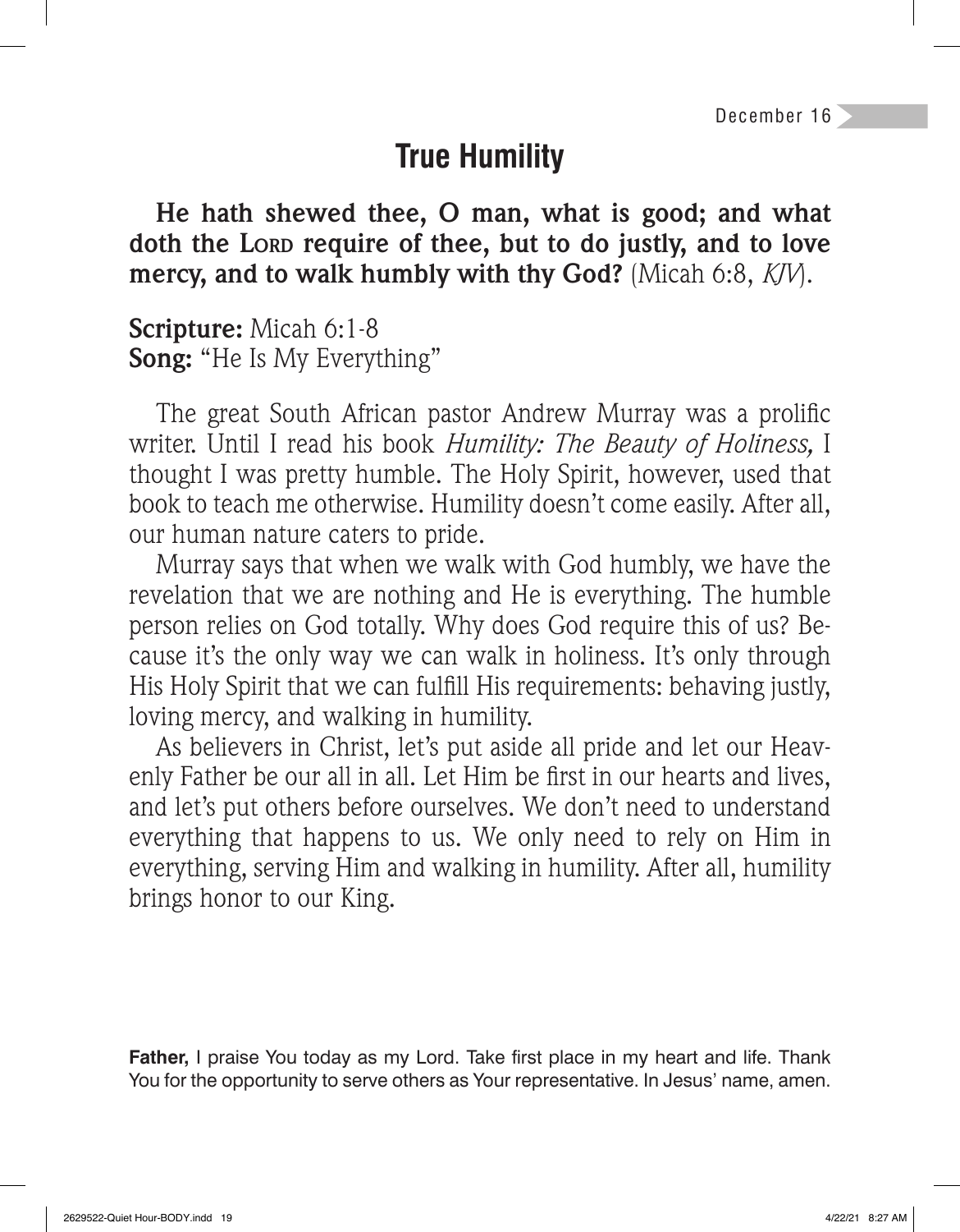December 16

# True Humility

**He hath shewed thee, O man, what is good; and what doth the LORD require of thee, but to do justly, and to love mercy, and to walk humbly with thy God?** (Micah 6:8, *KJV*).

**Scripture:** Micah 6:1-8
**Song:** "He Is My Everything"

The great South African pastor Andrew Murray was a prolific writer. Until I read his book *Humility: The Beauty of Holiness,* I thought I was pretty humble. The Holy Spirit, however, used that book to teach me otherwise. Humility doesn't come easily. After all, our human nature caters to pride.

Murray says that when we walk with God humbly, we have the revelation that we are nothing and He is everything. The humble person relies on God totally. Why does God require this of us? Because it's the only way we can walk in holiness. It's only through His Holy Spirit that we can fulfill His requirements: behaving justly, loving mercy, and walking in humility.

As believers in Christ, let's put aside all pride and let our Heavenly Father be our all in all. Let Him be first in our hearts and lives, and let's put others before ourselves. We don't need to understand everything that happens to us. We only need to rely on Him in everything, serving Him and walking in humility. After all, humility brings honor to our King.

**Father,** I praise You today as my Lord. Take first place in my heart and life. Thank You for the opportunity to serve others as Your representative. In Jesus' name, amen.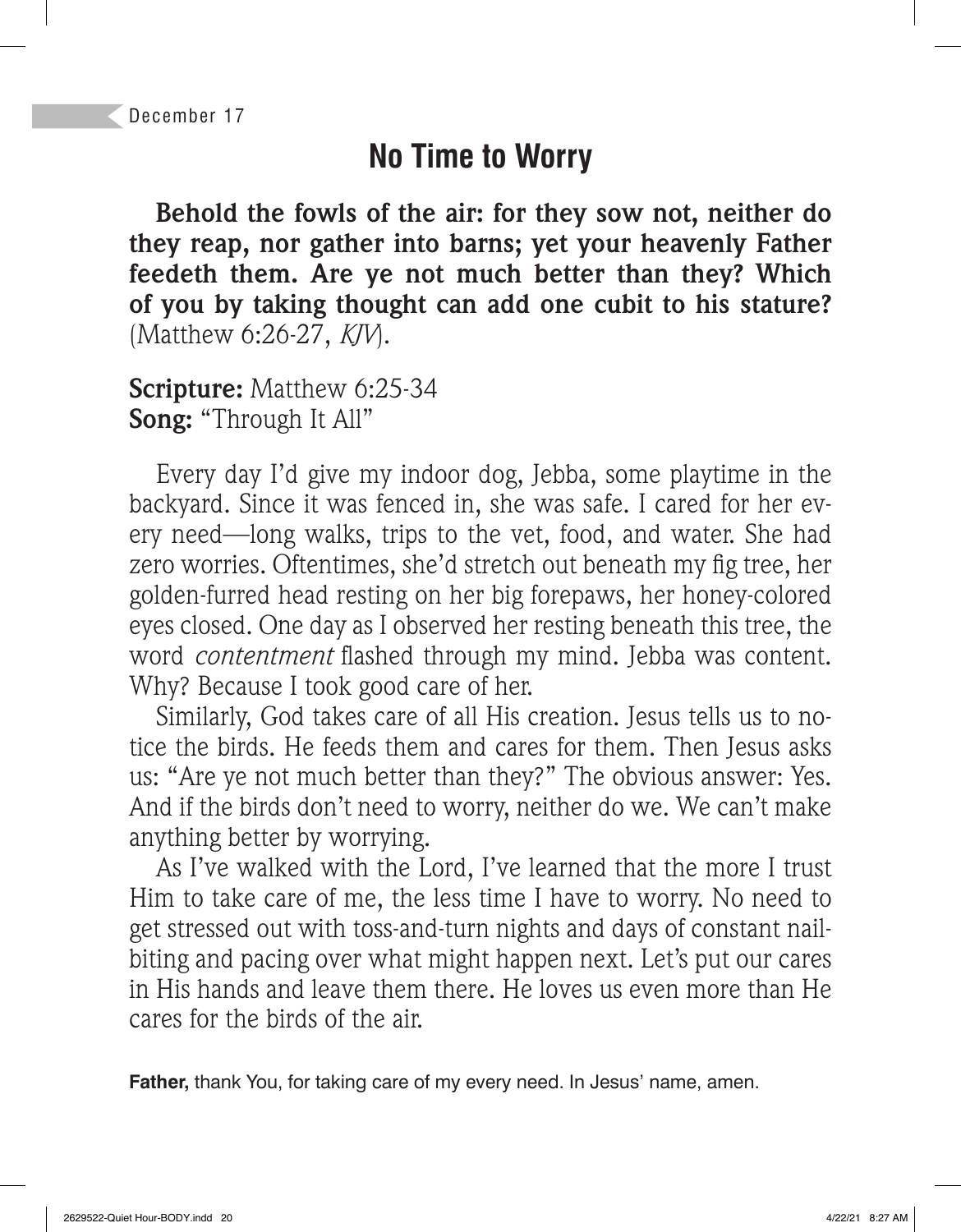December 17

# No Time to Worry

**Behold the fowls of the air: for they sow not, neither do they reap, nor gather into barns; yet your heavenly Father feedeth them. Are ye not much better than they? Which of you by taking thought can add one cubit to his stature?** (Matthew 6:26-27, *KJV*).

**Scripture:** Matthew 6:25-34
**Song:** "Through It All"

Every day I'd give my indoor dog, Jebba, some playtime in the backyard. Since it was fenced in, she was safe. I cared for her every need—long walks, trips to the vet, food, and water. She had zero worries. Oftentimes, she'd stretch out beneath my fig tree, her golden-furred head resting on her big forepaws, her honey-colored eyes closed. One day as I observed her resting beneath this tree, the word *contentment* flashed through my mind. Jebba was content. Why? Because I took good care of her.

Similarly, God takes care of all His creation. Jesus tells us to notice the birds. He feeds them and cares for them. Then Jesus asks us: "Are ye not much better than they?" The obvious answer: Yes. And if the birds don't need to worry, neither do we. We can't make anything better by worrying.

As I've walked with the Lord, I've learned that the more I trust Him to take care of me, the less time I have to worry. No need to get stressed out with toss-and-turn nights and days of constant nail-biting and pacing over what might happen next. Let's put our cares in His hands and leave them there. He loves us even more than He cares for the birds of the air.

**Father,** thank You, for taking care of my every need. In Jesus' name, amen.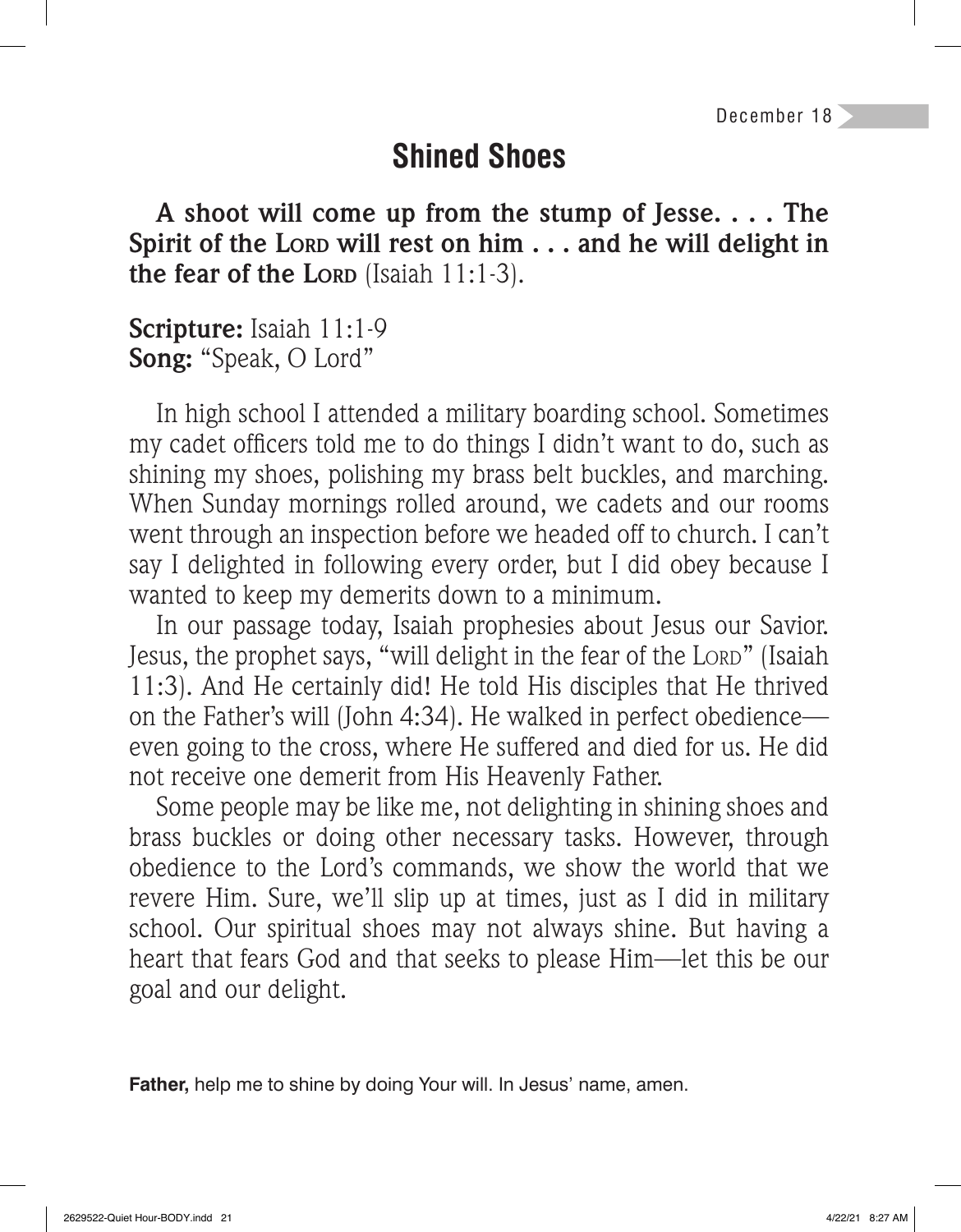December 18

# Shined Shoes

**A shoot will come up from the stump of Jesse. . . . The Spirit of the LORD will rest on him . . . and he will delight in the fear of the LORD** (Isaiah 11:1-3).

**Scripture:** Isaiah 11:1-9
**Song:** "Speak, O Lord"

In high school I attended a military boarding school. Sometimes my cadet officers told me to do things I didn't want to do, such as shining my shoes, polishing my brass belt buckles, and marching. When Sunday mornings rolled around, we cadets and our rooms went through an inspection before we headed off to church. I can't say I delighted in following every order, but I did obey because I wanted to keep my demerits down to a minimum.

In our passage today, Isaiah prophesies about Jesus our Savior. Jesus, the prophet says, "will delight in the fear of the LORD" (Isaiah 11:3). And He certainly did! He told His disciples that He thrived on the Father's will (John 4:34). He walked in perfect obedience—even going to the cross, where He suffered and died for us. He did not receive one demerit from His Heavenly Father.

Some people may be like me, not delighting in shining shoes and brass buckles or doing other necessary tasks. However, through obedience to the Lord's commands, we show the world that we revere Him. Sure, we'll slip up at times, just as I did in military school. Our spiritual shoes may not always shine. But having a heart that fears God and that seeks to please Him—let this be our goal and our delight.

**Father,** help me to shine by doing Your will. In Jesus' name, amen.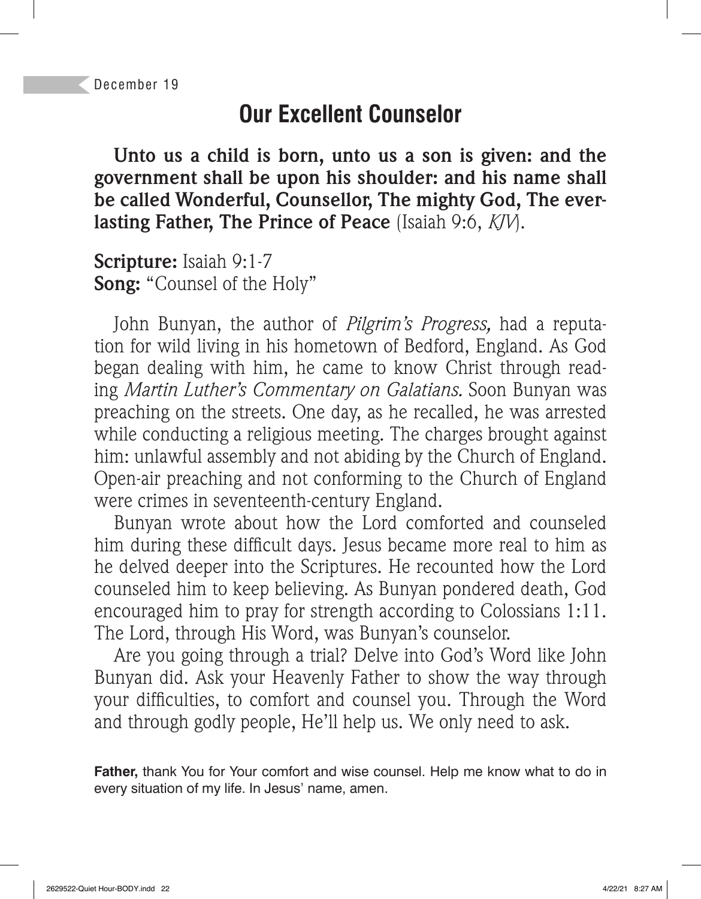December 19

# Our Excellent Counselor

**Unto us a child is born, unto us a son is given: and the government shall be upon his shoulder: and his name shall be called Wonderful, Counsellor, The mighty God, The everlasting Father, The Prince of Peace** (Isaiah 9:6, *KJV*).

**Scripture:** Isaiah 9:1-7
**Song:** "Counsel of the Holy"

John Bunyan, the author of *Pilgrim's Progress,* had a reputation for wild living in his hometown of Bedford, England. As God began dealing with him, he came to know Christ through reading *Martin Luther's Commentary on Galatians.* Soon Bunyan was preaching on the streets. One day, as he recalled, he was arrested while conducting a religious meeting. The charges brought against him: unlawful assembly and not abiding by the Church of England. Open-air preaching and not conforming to the Church of England were crimes in seventeenth-century England.

Bunyan wrote about how the Lord comforted and counseled him during these difficult days. Jesus became more real to him as he delved deeper into the Scriptures. He recounted how the Lord counseled him to keep believing. As Bunyan pondered death, God encouraged him to pray for strength according to Colossians 1:11. The Lord, through His Word, was Bunyan's counselor.

Are you going through a trial? Delve into God's Word like John Bunyan did. Ask your Heavenly Father to show the way through your difficulties, to comfort and counsel you. Through the Word and through godly people, He'll help us. We only need to ask.

**Father,** thank You for Your comfort and wise counsel. Help me know what to do in every situation of my life. In Jesus' name, amen.